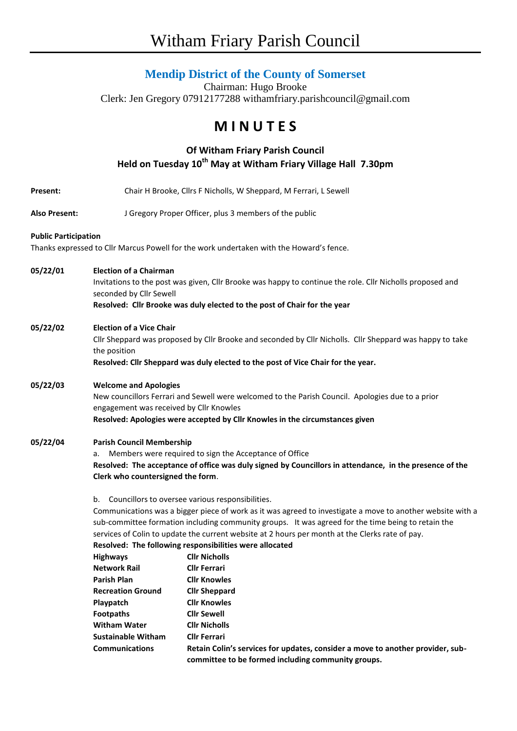# Witham Friary Parish Council

## Mendip District of the County of Somerset

Chairman: Hugo Brooke
Clerk: Jen Gregory 07912177288 withamfriary.parishcouncil@gmail.com

# MINUTES

### Of Witham Friary Parish Council
### Held on Tuesday 10th May at Witham Friary Village Hall 7.30pm

**Present:** Chair H Brooke, Cllrs F Nicholls, W Sheppard, M Ferrari, L Sewell

**Also Present:** J Gregory Proper Officer, plus 3 members of the public

**Public Participation**

Thanks expressed to Cllr Marcus Powell for the work undertaken with the Howard's fence.

**05/22/01 Election of a Chairman**

Invitations to the post was given, Cllr Brooke was happy to continue the role. Cllr Nicholls proposed and seconded by Cllr Sewell

**Resolved: Cllr Brooke was duly elected to the post of Chair for the year**

**05/22/02 Election of a Vice Chair**

Cllr Sheppard was proposed by Cllr Brooke and seconded by Cllr Nicholls. Cllr Sheppard was happy to take the position

**Resolved: Cllr Sheppard was duly elected to the post of Vice Chair for the year.**

**05/22/03 Welcome and Apologies**

New councillors Ferrari and Sewell were welcomed to the Parish Council. Apologies due to a prior engagement was received by Cllr Knowles

**Resolved: Apologies were accepted by Cllr Knowles in the circumstances given**

**05/22/04 Parish Council Membership**

a. Members were required to sign the Acceptance of Office

**Resolved: The acceptance of office was duly signed by Councillors in attendance, in the presence of the Clerk who countersigned the form**.

b. Councillors to oversee various responsibilities.

Communications was a bigger piece of work as it was agreed to investigate a move to another website with a sub-committee formation including community groups. It was agreed for the time being to retain the services of Colin to update the current website at 2 hours per month at the Clerks rate of pay.

**Resolved: The following responsibilities were allocated**

| | |
|---|---|
| **Highways** | **Cllr Nicholls** |
| **Network Rail** | **Cllr Ferrari** |
| **Parish Plan** | **Cllr Knowles** |
| **Recreation Ground** | **Cllr Sheppard** |
| **Playpatch** | **Cllr Knowles** |
| **Footpaths** | **Cllr Sewell** |
| **Witham Water** | **Cllr Nicholls** |
| **Sustainable Witham** | **Cllr Ferrari** |
| **Communications** | **Retain Colin's services for updates, consider a move to another provider, sub-committee to be formed including community groups.** |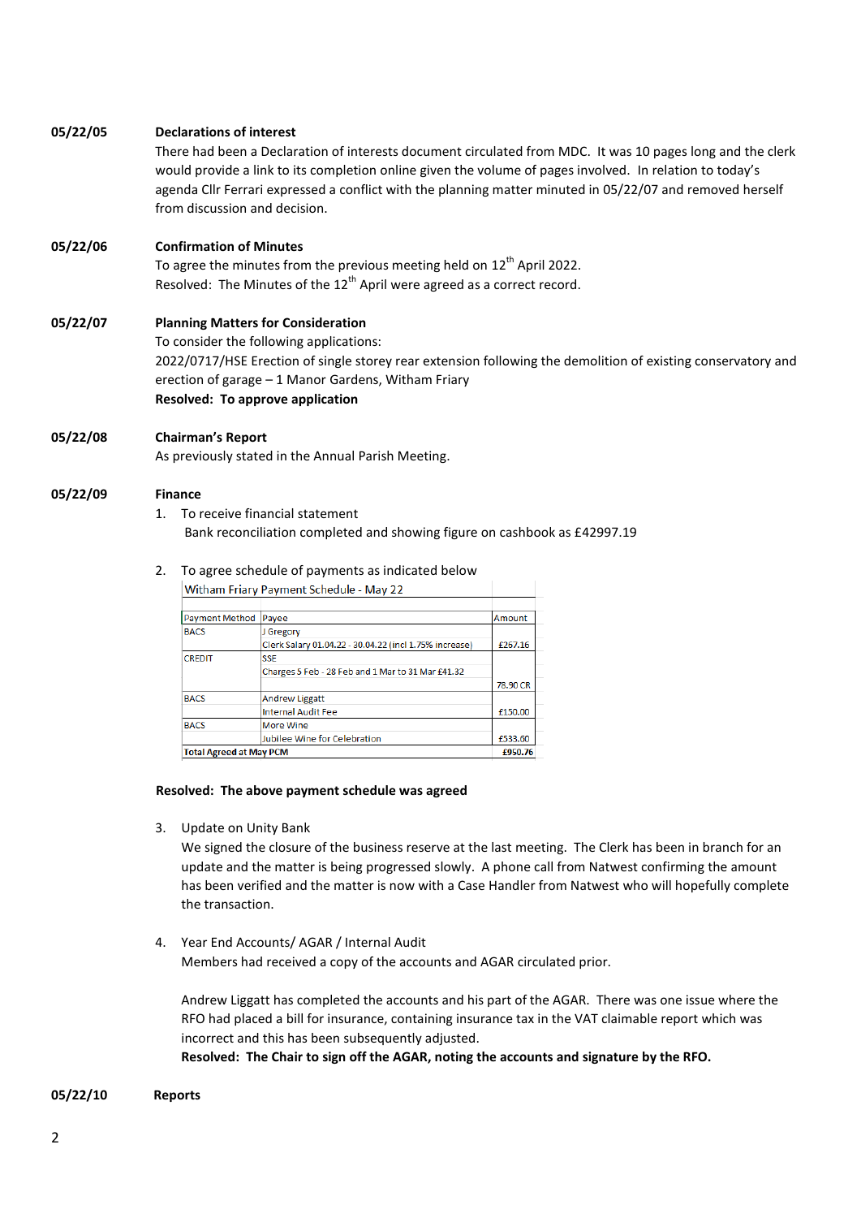**05/22/05 Declarations of interest**

There had been a Declaration of interests document circulated from MDC. It was 10 pages long and the clerk would provide a link to its completion online given the volume of pages involved. In relation to today's agenda Cllr Ferrari expressed a conflict with the planning matter minuted in 05/22/07 and removed herself from discussion and decision.

**05/22/06 Confirmation of Minutes**

To agree the minutes from the previous meeting held on 12th April 2022.

Resolved: The Minutes of the 12th April were agreed as a correct record.

**05/22/07 Planning Matters for Consideration**

To consider the following applications:

2022/0717/HSE Erection of single storey rear extension following the demolition of existing conservatory and erection of garage – 1 Manor Gardens, Witham Friary

**Resolved: To approve application**

**05/22/08 Chairman's Report**

As previously stated in the Annual Parish Meeting.

**05/22/09 Finance**

1. To receive financial statement
   Bank reconciliation completed and showing figure on cashbook as £42997.19

2. To agree schedule of payments as indicated below

Witham Friary Payment Schedule - May 22

| Payment Method | Payee | Amount |
|---|---|---|
| BACS | J Gregory<br>Clerk Salary 01.04.22 - 30.04.22 (incl 1.75% increase) | £267.16 |
| CREDIT | SSE<br>Charges 5 Feb - 28 Feb and 1 Mar to 31 Mar £41.32 | 78.90 CR |
| BACS | Andrew Liggatt<br>Internal Audit Fee | £150.00 |
| BACS | More Wine<br>Jubilee Wine for Celebration | £533.60 |
| **Total Agreed at May PCM** | | **£950.76** |

**Resolved: The above payment schedule was agreed**

3. Update on Unity Bank
   We signed the closure of the business reserve at the last meeting. The Clerk has been in branch for an update and the matter is being progressed slowly. A phone call from Natwest confirming the amount has been verified and the matter is now with a Case Handler from Natwest who will hopefully complete the transaction.

4. Year End Accounts/ AGAR / Internal Audit
   Members had received a copy of the accounts and AGAR circulated prior.

   Andrew Liggatt has completed the accounts and his part of the AGAR. There was one issue where the RFO had placed a bill for insurance, containing insurance tax in the VAT claimable report which was incorrect and this has been subsequently adjusted.
   **Resolved: The Chair to sign off the AGAR, noting the accounts and signature by the RFO.**

**05/22/10 Reports**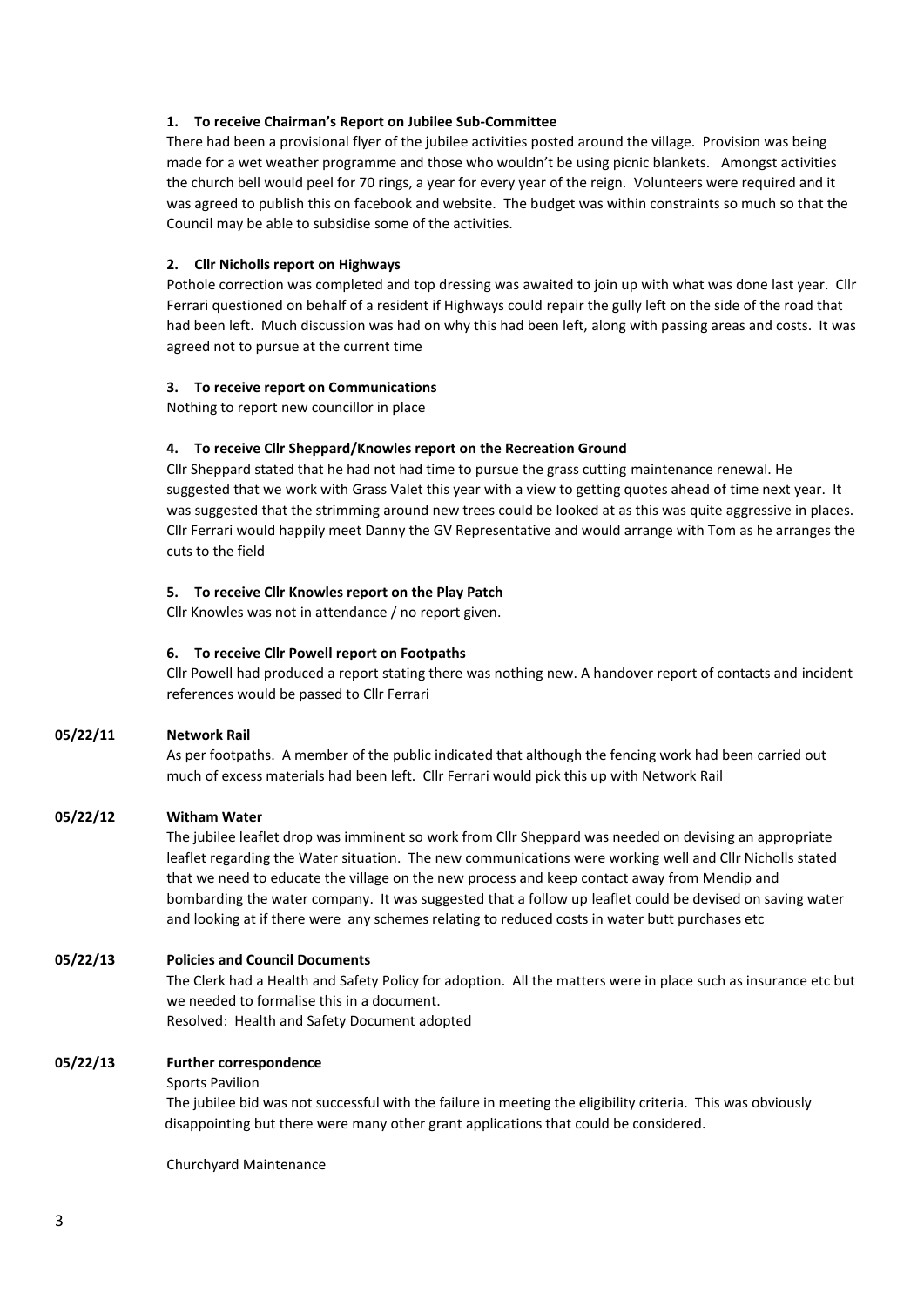1. **To receive Chairman's Report on Jubilee Sub-Committee**

   There had been a provisional flyer of the jubilee activities posted around the village. Provision was being made for a wet weather programme and those who wouldn't be using picnic blankets. Amongst activities the church bell would peel for 70 rings, a year for every year of the reign. Volunteers were required and it was agreed to publish this on facebook and website. The budget was within constraints so much so that the Council may be able to subsidise some of the activities.

2. **Cllr Nicholls report on Highways**

   Pothole correction was completed and top dressing was awaited to join up with what was done last year. Cllr Ferrari questioned on behalf of a resident if Highways could repair the gully left on the side of the road that had been left. Much discussion was had on why this had been left, along with passing areas and costs. It was agreed not to pursue at the current time

3. **To receive report on Communications**

   Nothing to report new councillor in place

4. **To receive Cllr Sheppard/Knowles report on the Recreation Ground**

   Cllr Sheppard stated that he had not had time to pursue the grass cutting maintenance renewal. He suggested that we work with Grass Valet this year with a view to getting quotes ahead of time next year. It was suggested that the strimming around new trees could be looked at as this was quite aggressive in places. Cllr Ferrari would happily meet Danny the GV Representative and would arrange with Tom as he arranges the cuts to the field

5. **To receive Cllr Knowles report on the Play Patch**

   Cllr Knowles was not in attendance / no report given.

6. **To receive Cllr Powell report on Footpaths**

   Cllr Powell had produced a report stating there was nothing new. A handover report of contacts and incident references would be passed to Cllr Ferrari

**05/22/11 Network Rail**

As per footpaths. A member of the public indicated that although the fencing work had been carried out much of excess materials had been left. Cllr Ferrari would pick this up with Network Rail

**05/22/12 Witham Water**

The jubilee leaflet drop was imminent so work from Cllr Sheppard was needed on devising an appropriate leaflet regarding the Water situation. The new communications were working well and Cllr Nicholls stated that we need to educate the village on the new process and keep contact away from Mendip and bombarding the water company. It was suggested that a follow up leaflet could be devised on saving water and looking at if there were any schemes relating to reduced costs in water butt purchases etc

**05/22/13 Policies and Council Documents**

The Clerk had a Health and Safety Policy for adoption. All the matters were in place such as insurance etc but we needed to formalise this in a document.

Resolved: Health and Safety Document adopted

**05/22/13 Further correspondence**

Sports Pavilion

The jubilee bid was not successful with the failure in meeting the eligibility criteria. This was obviously disappointing but there were many other grant applications that could be considered.

Churchyard Maintenance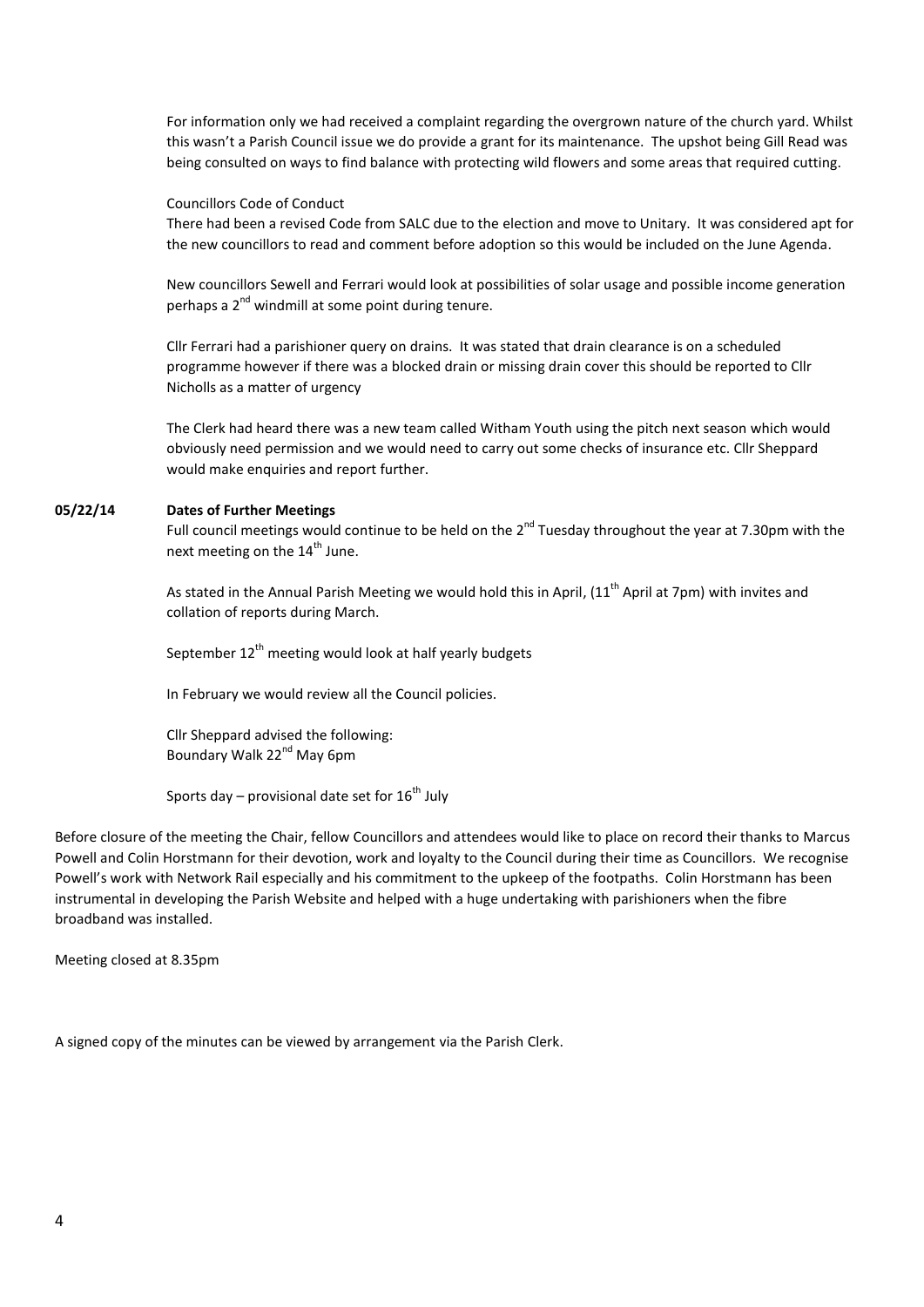For information only we had received a complaint regarding the overgrown nature of the church yard. Whilst this wasn't a Parish Council issue we do provide a grant for its maintenance. The upshot being Gill Read was being consulted on ways to find balance with protecting wild flowers and some areas that required cutting.

Councillors Code of Conduct

There had been a revised Code from SALC due to the election and move to Unitary. It was considered apt for the new councillors to read and comment before adoption so this would be included on the June Agenda.

New councillors Sewell and Ferrari would look at possibilities of solar usage and possible income generation perhaps a 2nd windmill at some point during tenure.

Cllr Ferrari had a parishioner query on drains. It was stated that drain clearance is on a scheduled programme however if there was a blocked drain or missing drain cover this should be reported to Cllr Nicholls as a matter of urgency

The Clerk had heard there was a new team called Witham Youth using the pitch next season which would obviously need permission and we would need to carry out some checks of insurance etc. Cllr Sheppard would make enquiries and report further.

**05/22/14 Dates of Further Meetings**

Full council meetings would continue to be held on the 2nd Tuesday throughout the year at 7.30pm with the next meeting on the 14th June.

As stated in the Annual Parish Meeting we would hold this in April, (11th April at 7pm) with invites and collation of reports during March.

September 12th meeting would look at half yearly budgets

In February we would review all the Council policies.

Cllr Sheppard advised the following:
Boundary Walk 22nd May 6pm

Sports day – provisional date set for 16th July

Before closure of the meeting the Chair, fellow Councillors and attendees would like to place on record their thanks to Marcus Powell and Colin Horstmann for their devotion, work and loyalty to the Council during their time as Councillors. We recognise Powell's work with Network Rail especially and his commitment to the upkeep of the footpaths. Colin Horstmann has been instrumental in developing the Parish Website and helped with a huge undertaking with parishioners when the fibre broadband was installed.

Meeting closed at 8.35pm

A signed copy of the minutes can be viewed by arrangement via the Parish Clerk.